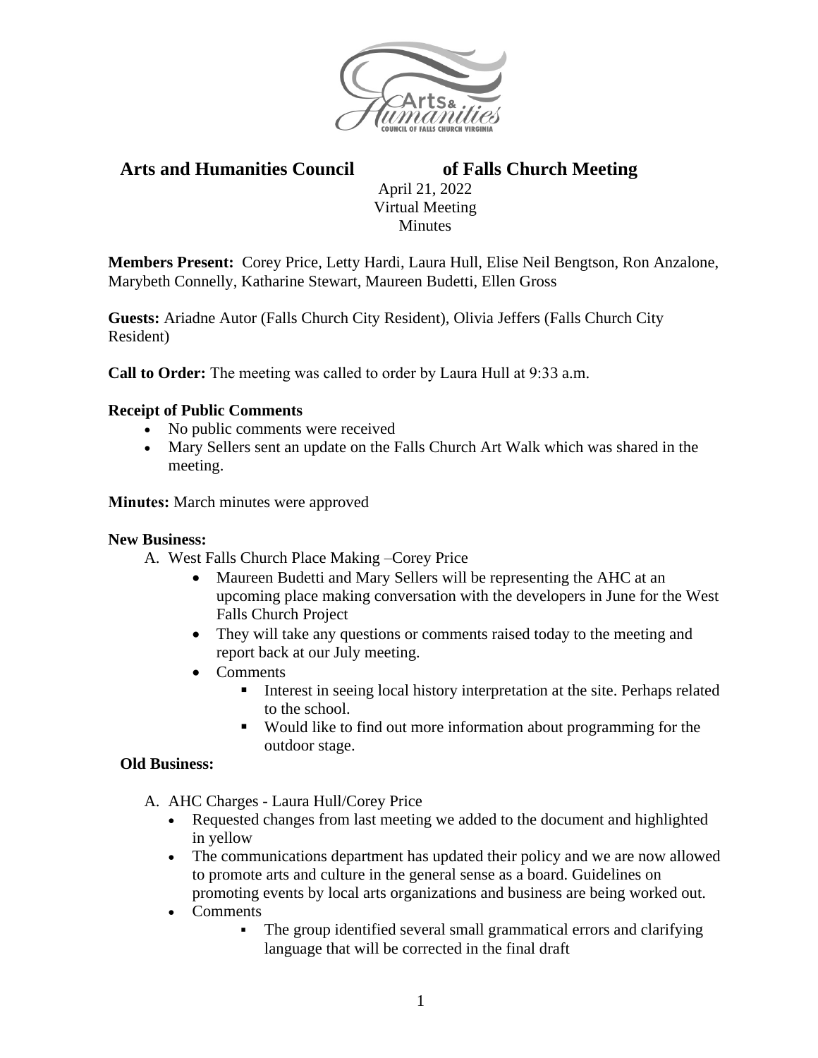# Arts and Humanities Council of Falls Church Meeting

April 21, 2022
Virtual Meeting
Minutes

**Members Present:** Corey Price, Letty Hardi, Laura Hull, Elise Neil Bengtson, Ron Anzalone, Marybeth Connelly, Katharine Stewart, Maureen Budetti, Ellen Gross

**Guests:** Ariadne Autor (Falls Church City Resident), Olivia Jeffers (Falls Church City Resident)

**Call to Order:** The meeting was called to order by Laura Hull at 9:33 a.m.

**Receipt of Public Comments**

- No public comments were received
- Mary Sellers sent an update on the Falls Church Art Walk which was shared in the meeting.

**Minutes:** March minutes were approved

**New Business:**

A. West Falls Church Place Making –Corey Price
   - Maureen Budetti and Mary Sellers will be representing the AHC at an upcoming place making conversation with the developers in June for the West Falls Church Project
   - They will take any questions or comments raised today to the meeting and report back at our July meeting.
   - Comments
     - Interest in seeing local history interpretation at the site. Perhaps related to the school.
     - Would like to find out more information about programming for the outdoor stage.

**Old Business:**

A. AHC Charges - Laura Hull/Corey Price
   - Requested changes from last meeting we added to the document and highlighted in yellow
   - The communications department has updated their policy and we are now allowed to promote arts and culture in the general sense as a board. Guidelines on promoting events by local arts organizations and business are being worked out.
   - Comments
     - The group identified several small grammatical errors and clarifying language that will be corrected in the final draft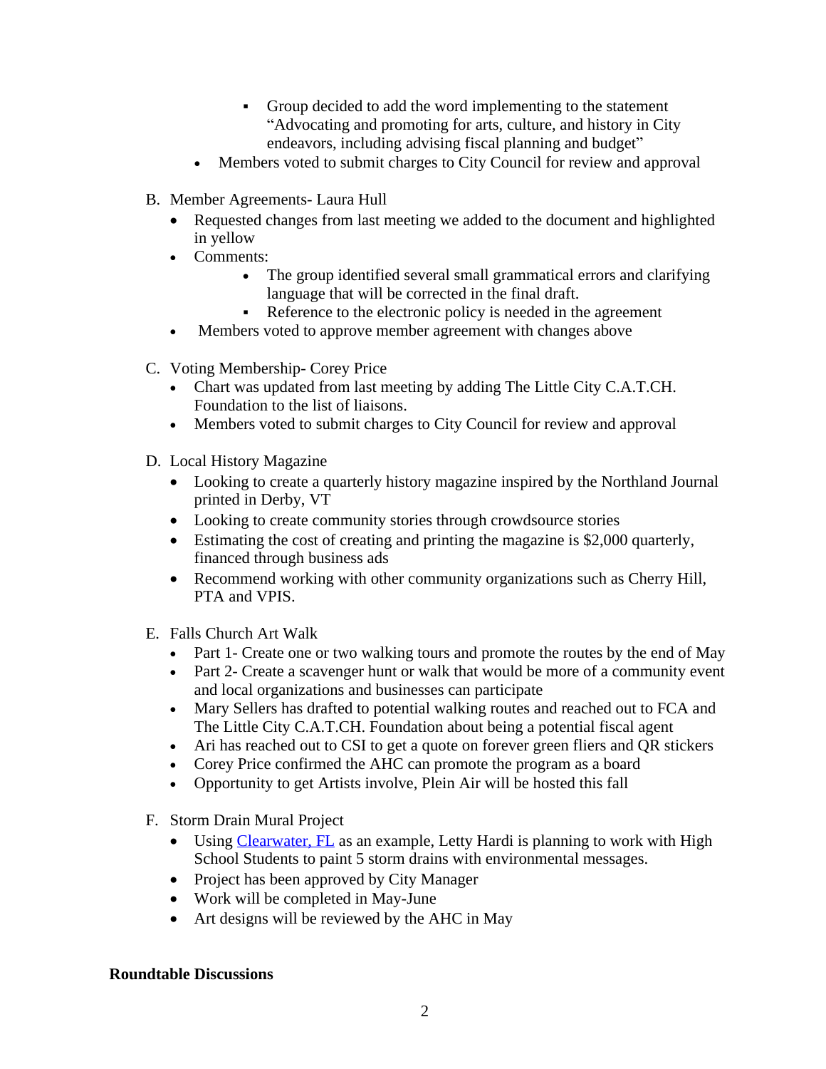- Group decided to add the word implementing to the statement "Advocating and promoting for arts, culture, and history in City endeavors, including advising fiscal planning and budget"
  - Members voted to submit charges to City Council for review and approval

B. Member Agreements- Laura Hull
  - Requested changes from last meeting we added to the document and highlighted in yellow
  - Comments:
    - The group identified several small grammatical errors and clarifying language that will be corrected in the final draft.
    - Reference to the electronic policy is needed in the agreement
  - Members voted to approve member agreement with changes above

C. Voting Membership- Corey Price
  - Chart was updated from last meeting by adding The Little City C.A.T.CH. Foundation to the list of liaisons.
  - Members voted to submit charges to City Council for review and approval

D. Local History Magazine
  - Looking to create a quarterly history magazine inspired by the Northland Journal printed in Derby, VT
  - Looking to create community stories through crowdsource stories
  - Estimating the cost of creating and printing the magazine is $2,000 quarterly, financed through business ads
  - Recommend working with other community organizations such as Cherry Hill, PTA and VPIS.

E. Falls Church Art Walk
  - Part 1- Create one or two walking tours and promote the routes by the end of May
  - Part 2- Create a scavenger hunt or walk that would be more of a community event and local organizations and businesses can participate
  - Mary Sellers has drafted to potential walking routes and reached out to FCA and The Little City C.A.T.CH. Foundation about being a potential fiscal agent
  - Ari has reached out to CSI to get a quote on forever green fliers and QR stickers
  - Corey Price confirmed the AHC can promote the program as a board
  - Opportunity to get Artists involve, Plein Air will be hosted this fall

F. Storm Drain Mural Project
  - Using Clearwater, FL as an example, Letty Hardi is planning to work with High School Students to paint 5 storm drains with environmental messages.
  - Project has been approved by City Manager
  - Work will be completed in May-June
  - Art designs will be reviewed by the AHC in May

**Roundtable Discussions**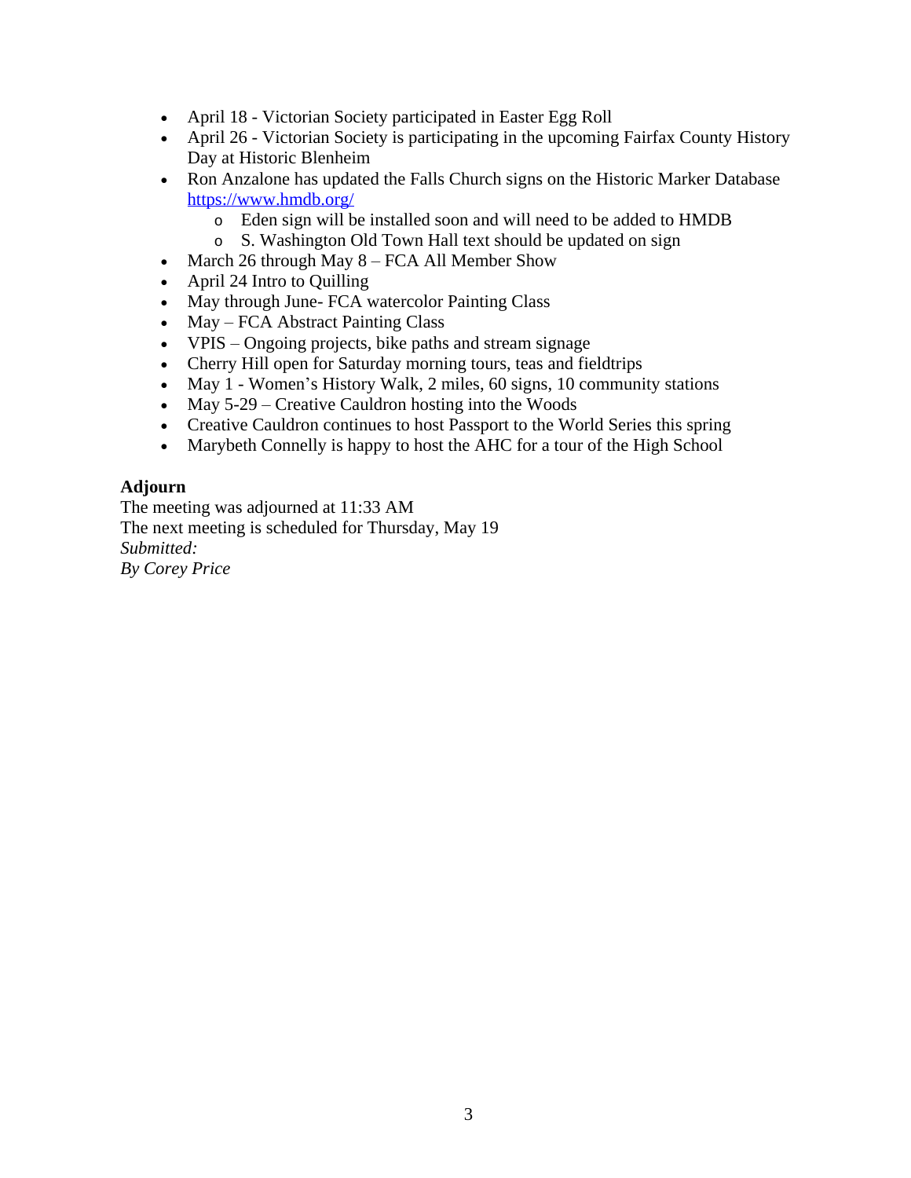- April 18 - Victorian Society participated in Easter Egg Roll
- April 26 - Victorian Society is participating in the upcoming Fairfax County History Day at Historic Blenheim
- Ron Anzalone has updated the Falls Church signs on the Historic Marker Database https://www.hmdb.org/
  - Eden sign will be installed soon and will need to be added to HMDB
  - S. Washington Old Town Hall text should be updated on sign
- March 26 through May 8 – FCA All Member Show
- April 24 Intro to Quilling
- May through June- FCA watercolor Painting Class
- May – FCA Abstract Painting Class
- VPIS – Ongoing projects, bike paths and stream signage
- Cherry Hill open for Saturday morning tours, teas and fieldtrips
- May 1 - Women's History Walk, 2 miles, 60 signs, 10 community stations
- May 5-29 – Creative Cauldron hosting into the Woods
- Creative Cauldron continues to host Passport to the World Series this spring
- Marybeth Connelly is happy to host the AHC for a tour of the High School

**Adjourn**

The meeting was adjourned at 11:33 AM
The next meeting is scheduled for Thursday, May 19
*Submitted:*
*By Corey Price*